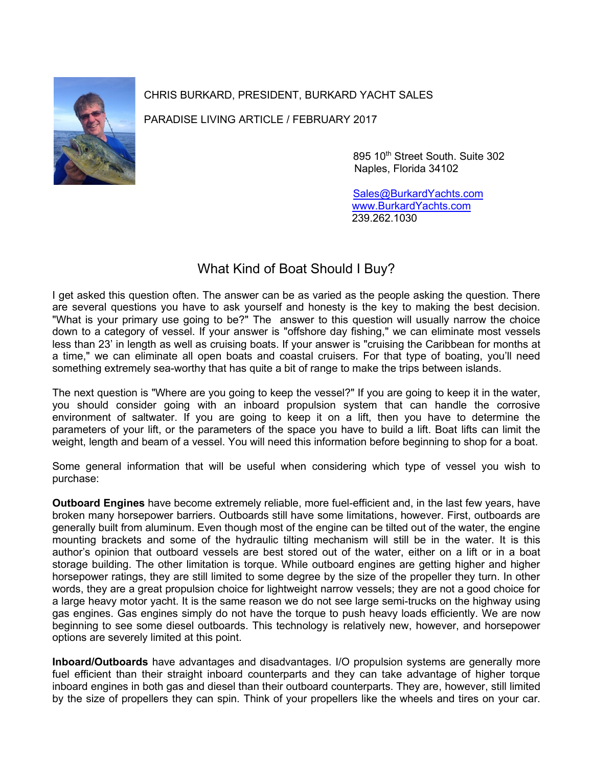CHRIS BURKARD, PRESIDENT, BURKARD YACHT SALES

PARADISE LIVING ARTICLE / FEBRUARY 2017

895 10th Street South. Suite 302
Naples, Florida 34102

Sales@BurkardYachts.com
www.BurkardYachts.com
239.262.1030

# What Kind of Boat Should I Buy?

I get asked this question often. The answer can be as varied as the people asking the question. There are several questions you have to ask yourself and honesty is the key to making the best decision. "What is your primary use going to be?" The answer to this question will usually narrow the choice down to a category of vessel. If your answer is "offshore day fishing," we can eliminate most vessels less than 23' in length as well as cruising boats. If your answer is "cruising the Caribbean for months at a time," we can eliminate all open boats and coastal cruisers. For that type of boating, you'll need something extremely sea-worthy that has quite a bit of range to make the trips between islands.

The next question is "Where are you going to keep the vessel?" If you are going to keep it in the water, you should consider going with an inboard propulsion system that can handle the corrosive environment of saltwater. If you are going to keep it on a lift, then you have to determine the parameters of your lift, or the parameters of the space you have to build a lift. Boat lifts can limit the weight, length and beam of a vessel. You will need this information before beginning to shop for a boat.

Some general information that will be useful when considering which type of vessel you wish to purchase:

**Outboard Engines** have become extremely reliable, more fuel-efficient and, in the last few years, have broken many horsepower barriers. Outboards still have some limitations, however. First, outboards are generally built from aluminum. Even though most of the engine can be tilted out of the water, the engine mounting brackets and some of the hydraulic tilting mechanism will still be in the water. It is this author's opinion that outboard vessels are best stored out of the water, either on a lift or in a boat storage building. The other limitation is torque. While outboard engines are getting higher and higher horsepower ratings, they are still limited to some degree by the size of the propeller they turn. In other words, they are a great propulsion choice for lightweight narrow vessels; they are not a good choice for a large heavy motor yacht. It is the same reason we do not see large semi-trucks on the highway using gas engines. Gas engines simply do not have the torque to push heavy loads efficiently. We are now beginning to see some diesel outboards. This technology is relatively new, however, and horsepower options are severely limited at this point.

**Inboard/Outboards** have advantages and disadvantages. I/O propulsion systems are generally more fuel efficient than their straight inboard counterparts and they can take advantage of higher torque inboard engines in both gas and diesel than their outboard counterparts. They are, however, still limited by the size of propellers they can spin. Think of your propellers like the wheels and tires on your car.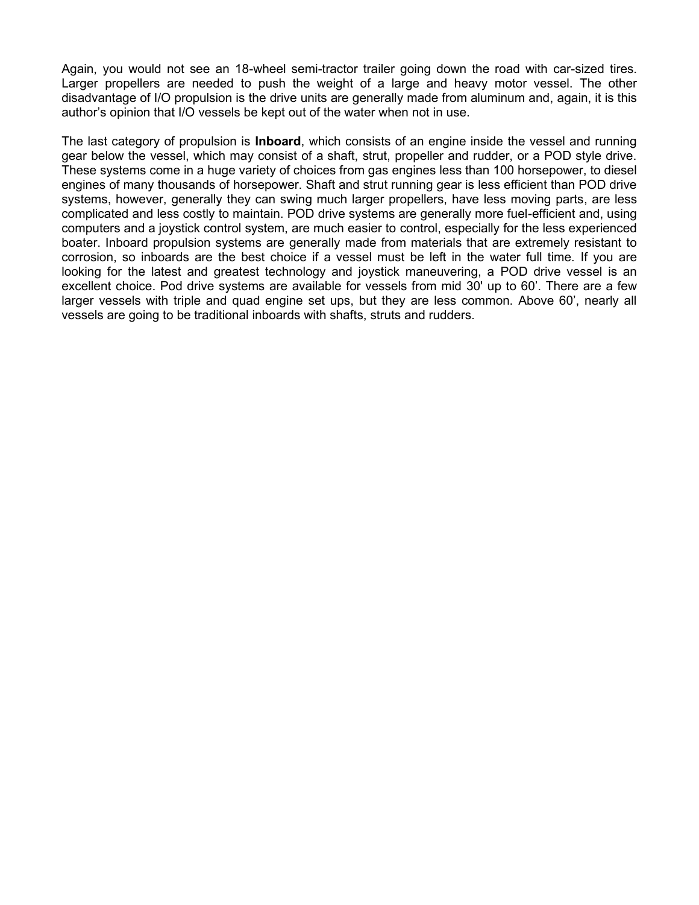Again, you would not see an 18-wheel semi-tractor trailer going down the road with car-sized tires. Larger propellers are needed to push the weight of a large and heavy motor vessel. The other disadvantage of I/O propulsion is the drive units are generally made from aluminum and, again, it is this author's opinion that I/O vessels be kept out of the water when not in use.

The last category of propulsion is **Inboard**, which consists of an engine inside the vessel and running gear below the vessel, which may consist of a shaft, strut, propeller and rudder, or a POD style drive. These systems come in a huge variety of choices from gas engines less than 100 horsepower, to diesel engines of many thousands of horsepower. Shaft and strut running gear is less efficient than POD drive systems, however, generally they can swing much larger propellers, have less moving parts, are less complicated and less costly to maintain. POD drive systems are generally more fuel-efficient and, using computers and a joystick control system, are much easier to control, especially for the less experienced boater. Inboard propulsion systems are generally made from materials that are extremely resistant to corrosion, so inboards are the best choice if a vessel must be left in the water full time. If you are looking for the latest and greatest technology and joystick maneuvering, a POD drive vessel is an excellent choice. Pod drive systems are available for vessels from mid 30' up to 60'. There are a few larger vessels with triple and quad engine set ups, but they are less common. Above 60', nearly all vessels are going to be traditional inboards with shafts, struts and rudders.